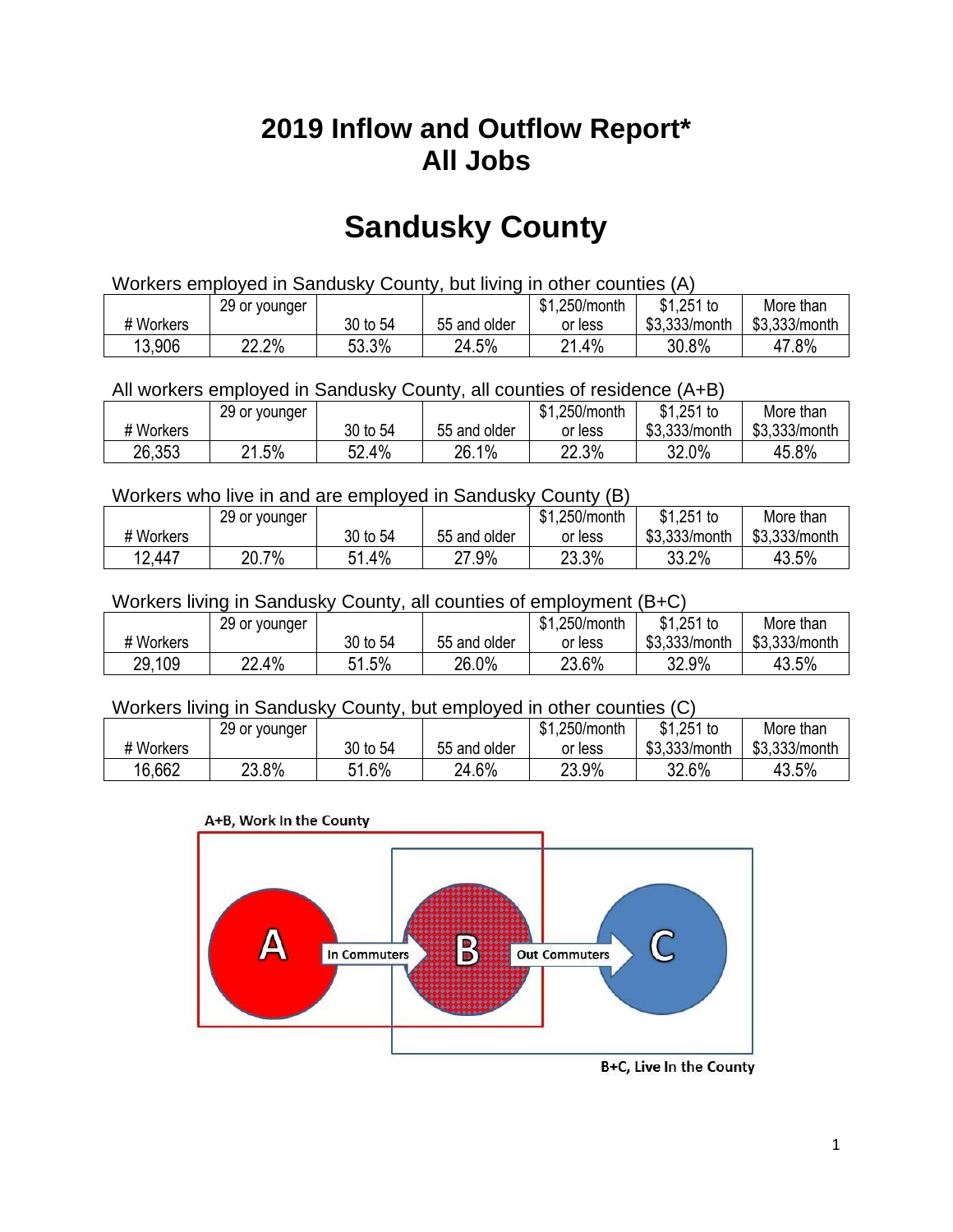# 2019 Inflow and Outflow Report*
# All Jobs

# Sandusky County

Workers employed in Sandusky County, but living in other counties (A)

| # Workers | 29 or younger | 30 to 54 | 55 and older | $1,250/month or less | $1,251 to $3,333/month | More than $3,333/month |
|---|---|---|---|---|---|---|
| 13,906 | 22.2% | 53.3% | 24.5% | 21.4% | 30.8% | 47.8% |

All workers employed in Sandusky County, all counties of residence (A+B)

| # Workers | 29 or younger | 30 to 54 | 55 and older | $1,250/month or less | $1,251 to $3,333/month | More than $3,333/month |
|---|---|---|---|---|---|---|
| 26,353 | 21.5% | 52.4% | 26.1% | 22.3% | 32.0% | 45.8% |

Workers who live in and are employed in Sandusky County (B)

| # Workers | 29 or younger | 30 to 54 | 55 and older | $1,250/month or less | $1,251 to $3,333/month | More than $3,333/month |
|---|---|---|---|---|---|---|
| 12,447 | 20.7% | 51.4% | 27.9% | 23.3% | 33.2% | 43.5% |

Workers living in Sandusky County, all counties of employment (B+C)

| # Workers | 29 or younger | 30 to 54 | 55 and older | $1,250/month or less | $1,251 to $3,333/month | More than $3,333/month |
|---|---|---|---|---|---|---|
| 29,109 | 22.4% | 51.5% | 26.0% | 23.6% | 32.9% | 43.5% |

Workers living in Sandusky County, but employed in other counties (C)

| # Workers | 29 or younger | 30 to 54 | 55 and older | $1,250/month or less | $1,251 to $3,333/month | More than $3,333/month |
|---|---|---|---|---|---|---|
| 16,662 | 23.8% | 51.6% | 24.6% | 23.9% | 32.6% | 43.5% |

A+B, Work In the County

A — In Commuters → B — Out Commuters → C

B+C, Live In the County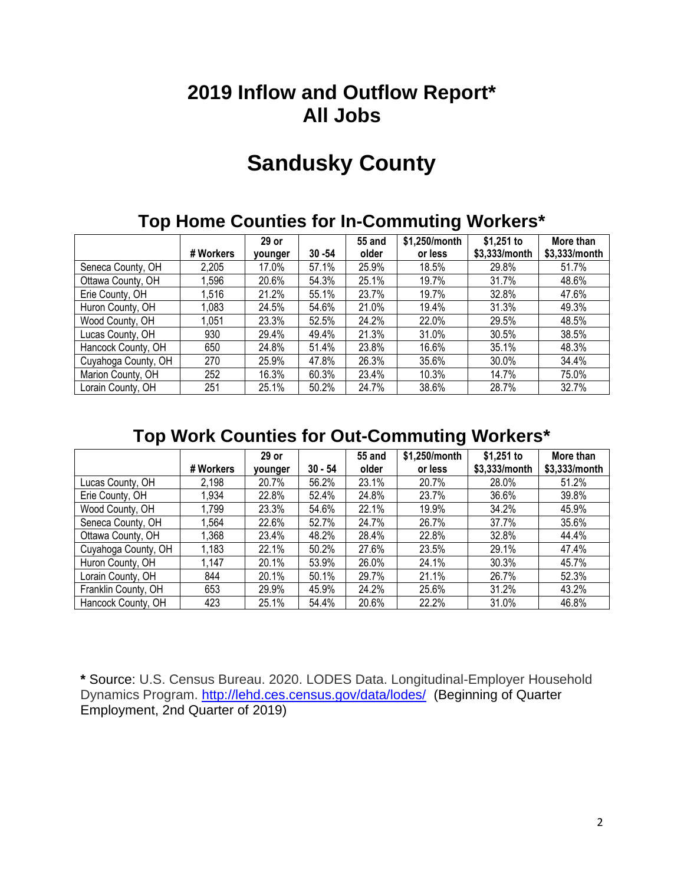# 2019 Inflow and Outflow Report*
# All Jobs

# Sandusky County

## Top Home Counties for In-Commuting Workers*

| | # Workers | 29 or younger | 30 -54 | 55 and older | $1,250/month or less | $1,251 to $3,333/month | More than $3,333/month |
|---|---|---|---|---|---|---|---|
| Seneca County, OH | 2,205 | 17.0% | 57.1% | 25.9% | 18.5% | 29.8% | 51.7% |
| Ottawa County, OH | 1,596 | 20.6% | 54.3% | 25.1% | 19.7% | 31.7% | 48.6% |
| Erie County, OH | 1,516 | 21.2% | 55.1% | 23.7% | 19.7% | 32.8% | 47.6% |
| Huron County, OH | 1,083 | 24.5% | 54.6% | 21.0% | 19.4% | 31.3% | 49.3% |
| Wood County, OH | 1,051 | 23.3% | 52.5% | 24.2% | 22.0% | 29.5% | 48.5% |
| Lucas County, OH | 930 | 29.4% | 49.4% | 21.3% | 31.0% | 30.5% | 38.5% |
| Hancock County, OH | 650 | 24.8% | 51.4% | 23.8% | 16.6% | 35.1% | 48.3% |
| Cuyahoga County, OH | 270 | 25.9% | 47.8% | 26.3% | 35.6% | 30.0% | 34.4% |
| Marion County, OH | 252 | 16.3% | 60.3% | 23.4% | 10.3% | 14.7% | 75.0% |
| Lorain County, OH | 251 | 25.1% | 50.2% | 24.7% | 38.6% | 28.7% | 32.7% |

## Top Work Counties for Out-Commuting Workers*

| | # Workers | 29 or younger | 30 - 54 | 55 and older | $1,250/month or less | $1,251 to $3,333/month | More than $3,333/month |
|---|---|---|---|---|---|---|---|
| Lucas County, OH | 2,198 | 20.7% | 56.2% | 23.1% | 20.7% | 28.0% | 51.2% |
| Erie County, OH | 1,934 | 22.8% | 52.4% | 24.8% | 23.7% | 36.6% | 39.8% |
| Wood County, OH | 1,799 | 23.3% | 54.6% | 22.1% | 19.9% | 34.2% | 45.9% |
| Seneca County, OH | 1,564 | 22.6% | 52.7% | 24.7% | 26.7% | 37.7% | 35.6% |
| Ottawa County, OH | 1,368 | 23.4% | 48.2% | 28.4% | 22.8% | 32.8% | 44.4% |
| Cuyahoga County, OH | 1,183 | 22.1% | 50.2% | 27.6% | 23.5% | 29.1% | 47.4% |
| Huron County, OH | 1,147 | 20.1% | 53.9% | 26.0% | 24.1% | 30.3% | 45.7% |
| Lorain County, OH | 844 | 20.1% | 50.1% | 29.7% | 21.1% | 26.7% | 52.3% |
| Franklin County, OH | 653 | 29.9% | 45.9% | 24.2% | 25.6% | 31.2% | 43.2% |
| Hancock County, OH | 423 | 25.1% | 54.4% | 20.6% | 22.2% | 31.0% | 46.8% |

**\*** Source: U.S. Census Bureau. 2020. LODES Data. Longitudinal-Employer Household Dynamics Program. http://lehd.ces.census.gov/data/lodes/ (Beginning of Quarter Employment, 2nd Quarter of 2019)